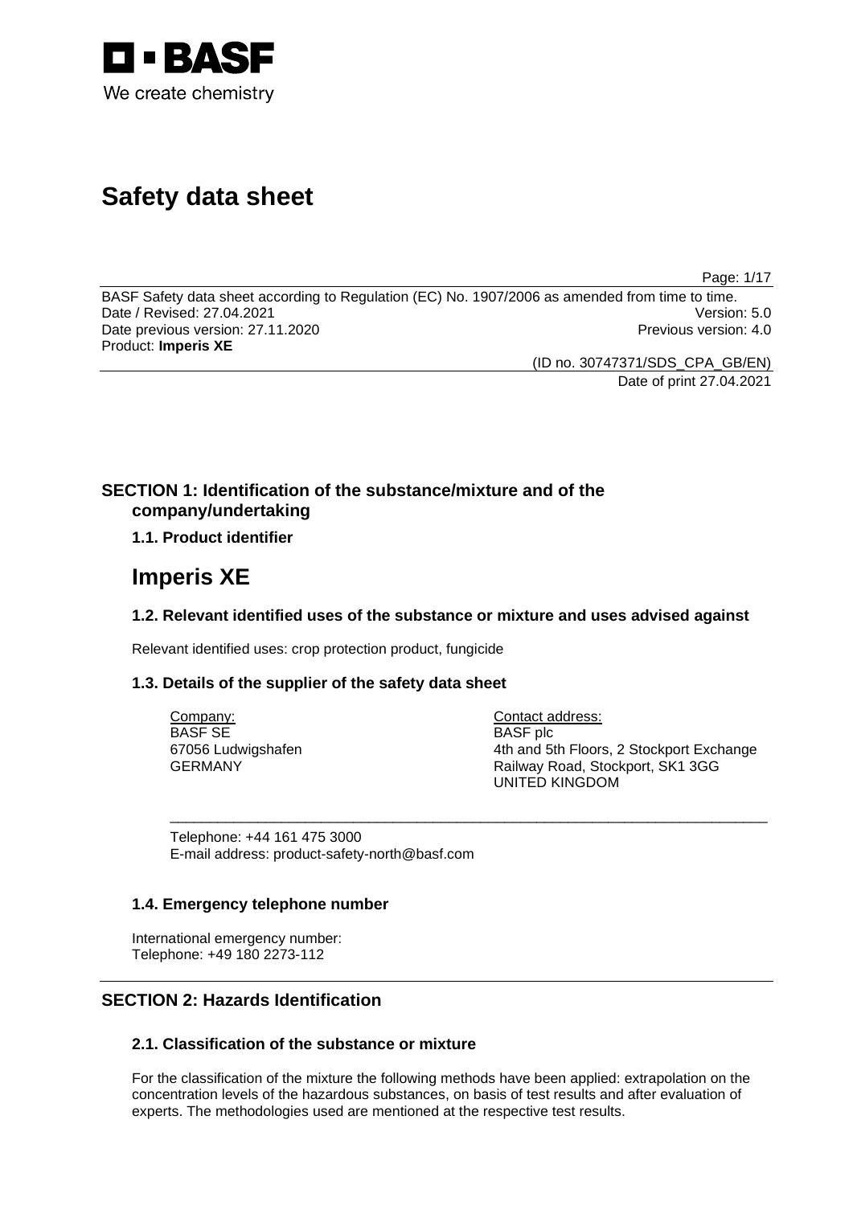BASF

We create chemistry

# Safety data sheet

BASF Safety data sheet according to Regulation (EC) No. 1907/2006 as amended from time to time.
Date / Revised: 27.04.2021 Version: 5.0
Date previous version: 27.11.2020 Previous version: 4.0
Product: **Imperis XE**

(ID no. 30747371/SDS_CPA_GB/EN)
Date of print 27.04.2021

## SECTION 1: Identification of the substance/mixture and of the company/undertaking

### 1.1. Product identifier

# Imperis XE

### 1.2. Relevant identified uses of the substance or mixture and uses advised against

Relevant identified uses: crop protection product, fungicide

### 1.3. Details of the supplier of the safety data sheet

| Company: | Contact address: |
| --- | --- |
| BASF SE | BASF plc |
| 67056 Ludwigshafen | 4th and 5th Floors, 2 Stockport Exchange |
| GERMANY | Railway Road, Stockport, SK1 3GG |
| | UNITED KINGDOM |

Telephone: +44 161 475 3000
E-mail address: product-safety-north@basf.com

### 1.4. Emergency telephone number

International emergency number:
Telephone: +49 180 2273-112

## SECTION 2: Hazards Identification

### 2.1. Classification of the substance or mixture

For the classification of the mixture the following methods have been applied: extrapolation on the concentration levels of the hazardous substances, on basis of test results and after evaluation of experts. The methodologies used are mentioned at the respective test results.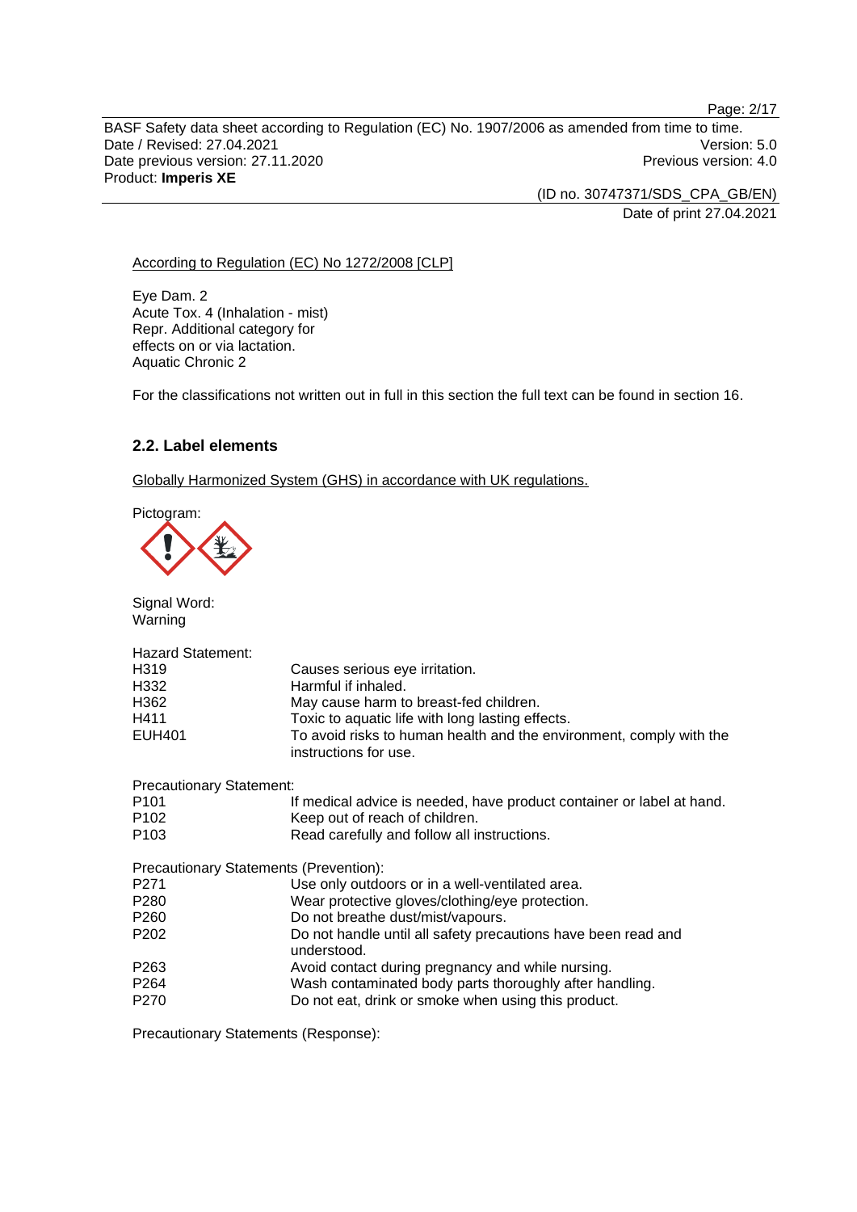According to Regulation (EC) No 1272/2008 [CLP]

Eye Dam. 2
Acute Tox. 4 (Inhalation - mist)
Repr. Additional category for effects on or via lactation.
Aquatic Chronic 2

For the classifications not written out in full in this section the full text can be found in section 16.

## 2.2. Label elements

Globally Harmonized System (GHS) in accordance with UK regulations.

Pictogram:

Signal Word:
Warning

Hazard Statement:

| | |
|---|---|
| H319 | Causes serious eye irritation. |
| H332 | Harmful if inhaled. |
| H362 | May cause harm to breast-fed children. |
| H411 | Toxic to aquatic life with long lasting effects. |
| EUH401 | To avoid risks to human health and the environment, comply with the instructions for use. |

Precautionary Statement:

| | |
|---|---|
| P101 | If medical advice is needed, have product container or label at hand. |
| P102 | Keep out of reach of children. |
| P103 | Read carefully and follow all instructions. |

Precautionary Statements (Prevention):

| | |
|---|---|
| P271 | Use only outdoors or in a well-ventilated area. |
| P280 | Wear protective gloves/clothing/eye protection. |
| P260 | Do not breathe dust/mist/vapours. |
| P202 | Do not handle until all safety precautions have been read and understood. |
| P263 | Avoid contact during pregnancy and while nursing. |
| P264 | Wash contaminated body parts thoroughly after handling. |
| P270 | Do not eat, drink or smoke when using this product. |

Precautionary Statements (Response):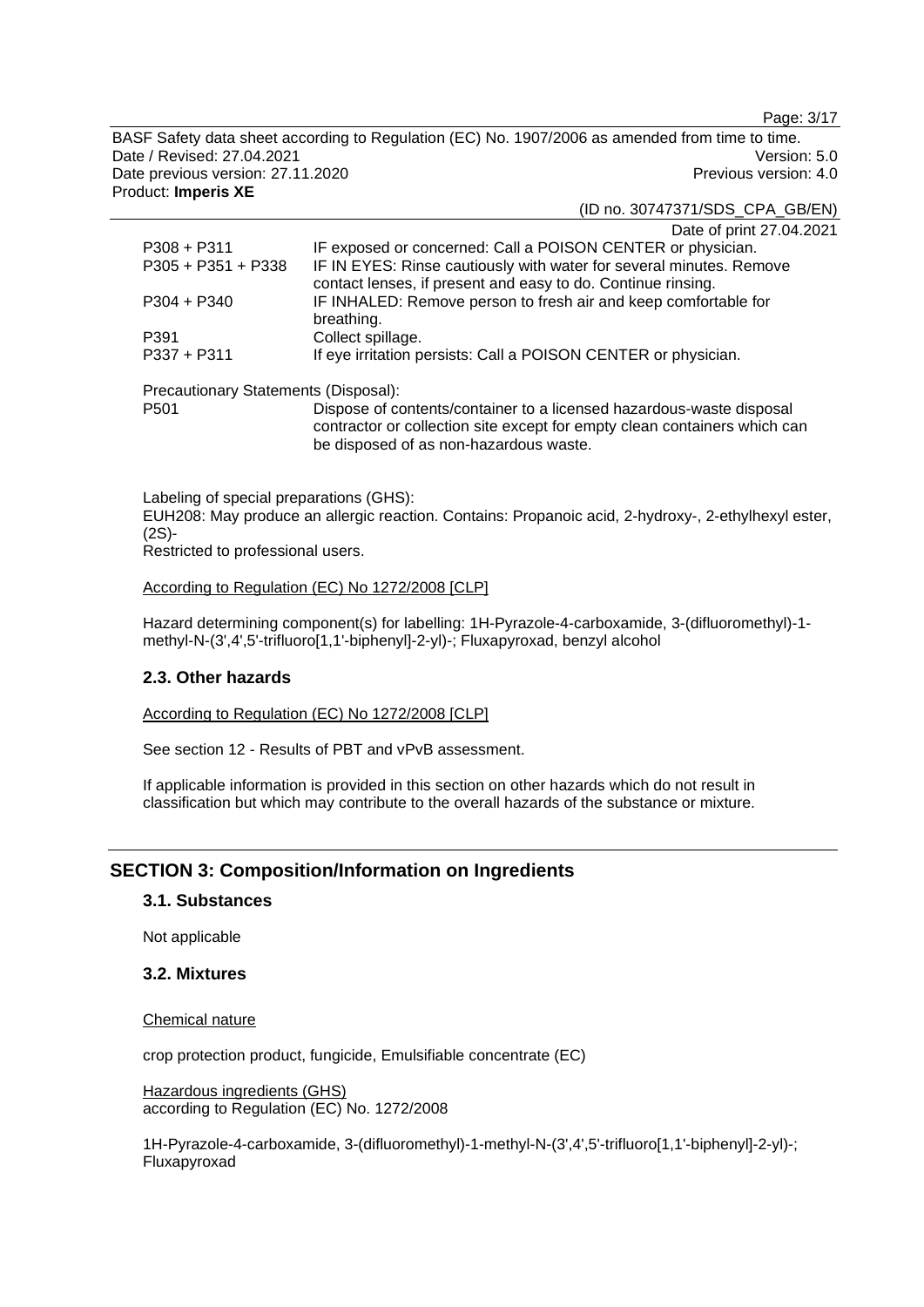| | |
|---|---|
| P308 + P311 | IF exposed or concerned: Call a POISON CENTER or physician. |
| P305 + P351 + P338 | IF IN EYES: Rinse cautiously with water for several minutes. Remove contact lenses, if present and easy to do. Continue rinsing. |
| P304 + P340 | IF INHALED: Remove person to fresh air and keep comfortable for breathing. |
| P391 | Collect spillage. |
| P337 + P311 | If eye irritation persists: Call a POISON CENTER or physician. |

Precautionary Statements (Disposal):

| | |
|---|---|
| P501 | Dispose of contents/container to a licensed hazardous-waste disposal contractor or collection site except for empty clean containers which can be disposed of as non-hazardous waste. |

Labeling of special preparations (GHS):
EUH208: May produce an allergic reaction. Contains: Propanoic acid, 2-hydroxy-, 2-ethylhexyl ester, (2S)-
Restricted to professional users.

According to Regulation (EC) No 1272/2008 [CLP]

Hazard determining component(s) for labelling: 1H-Pyrazole-4-carboxamide, 3-(difluoromethyl)-1-methyl-N-(3',4',5'-trifluoro[1,1'-biphenyl]-2-yl)-; Fluxapyroxad, benzyl alcohol

### 2.3. Other hazards

According to Regulation (EC) No 1272/2008 [CLP]

See section 12 - Results of PBT and vPvB assessment.

If applicable information is provided in this section on other hazards which do not result in classification but which may contribute to the overall hazards of the substance or mixture.

## SECTION 3: Composition/Information on Ingredients

### 3.1. Substances

Not applicable

### 3.2. Mixtures

Chemical nature

crop protection product, fungicide, Emulsifiable concentrate (EC)

Hazardous ingredients (GHS)
according to Regulation (EC) No. 1272/2008

1H-Pyrazole-4-carboxamide, 3-(difluoromethyl)-1-methyl-N-(3',4',5'-trifluoro[1,1'-biphenyl]-2-yl)-; Fluxapyroxad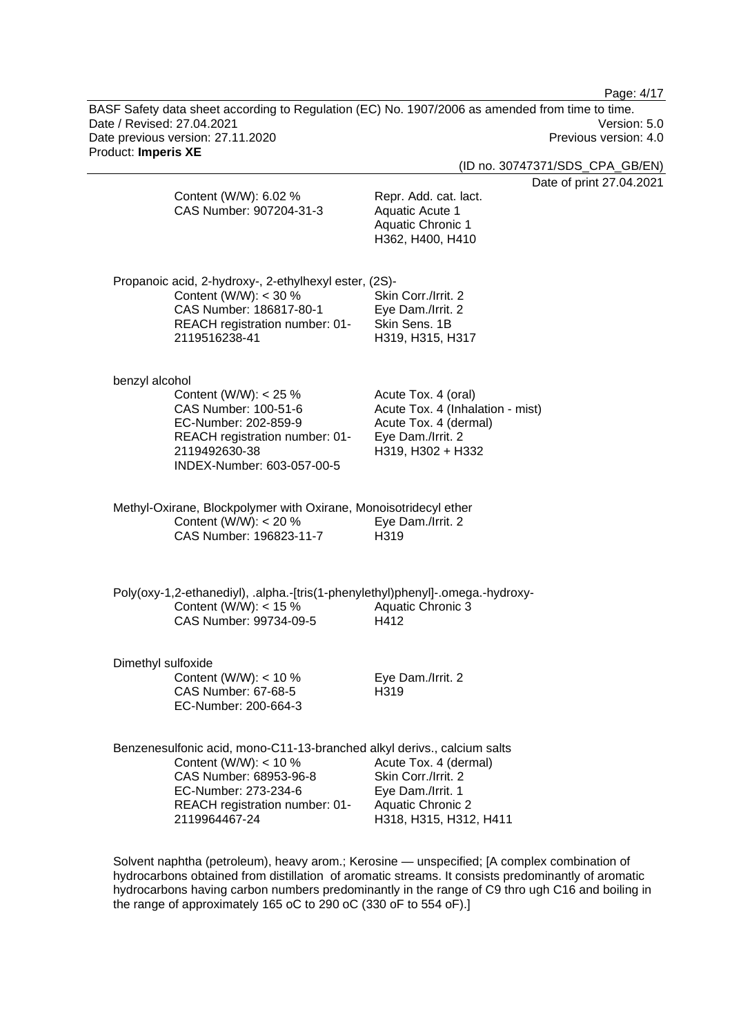Content (W/W): 6.02 %
CAS Number: 907204-31-3

Repr. Add. cat. lact.
Aquatic Acute 1
Aquatic Chronic 1
H362, H400, H410

Propanoic acid, 2-hydroxy-, 2-ethylhexyl ester, (2S)-

Content (W/W): < 30 %
CAS Number: 186817-80-1
REACH registration number: 01-2119516238-41

Skin Corr./Irrit. 2
Eye Dam./Irrit. 2
Skin Sens. 1B
H319, H315, H317

benzyl alcohol

Content (W/W): < 25 %
CAS Number: 100-51-6
EC-Number: 202-859-9
REACH registration number: 01-2119492630-38
INDEX-Number: 603-057-00-5

Acute Tox. 4 (oral)
Acute Tox. 4 (Inhalation - mist)
Acute Tox. 4 (dermal)
Eye Dam./Irrit. 2
H319, H302 + H332

Methyl-Oxirane, Blockpolymer with Oxirane, Monoisotridecyl ether

Content (W/W): < 20 %
CAS Number: 196823-11-7

Eye Dam./Irrit. 2
H319

Poly(oxy-1,2-ethanediyl), .alpha.-[tris(1-phenylethyl)phenyl]-.omega.-hydroxy-

Content (W/W): < 15 %
CAS Number: 99734-09-5

Aquatic Chronic 3
H412

Dimethyl sulfoxide

Content (W/W): < 10 %
CAS Number: 67-68-5
EC-Number: 200-664-3

Eye Dam./Irrit. 2
H319

Benzenesulfonic acid, mono-C11-13-branched alkyl derivs., calcium salts

Content (W/W): < 10 %
CAS Number: 68953-96-8
EC-Number: 273-234-6
REACH registration number: 01-2119964467-24

Acute Tox. 4 (dermal)
Skin Corr./Irrit. 2
Eye Dam./Irrit. 1
Aquatic Chronic 2
H318, H315, H312, H411

Solvent naphtha (petroleum), heavy arom.; Kerosine — unspecified; [A complex combination of hydrocarbons obtained from distillation of aromatic streams. It consists predominantly of aromatic hydrocarbons having carbon numbers predominantly in the range of C9 thro ugh C16 and boiling in the range of approximately 165 oC to 290 oC (330 oF to 554 oF).]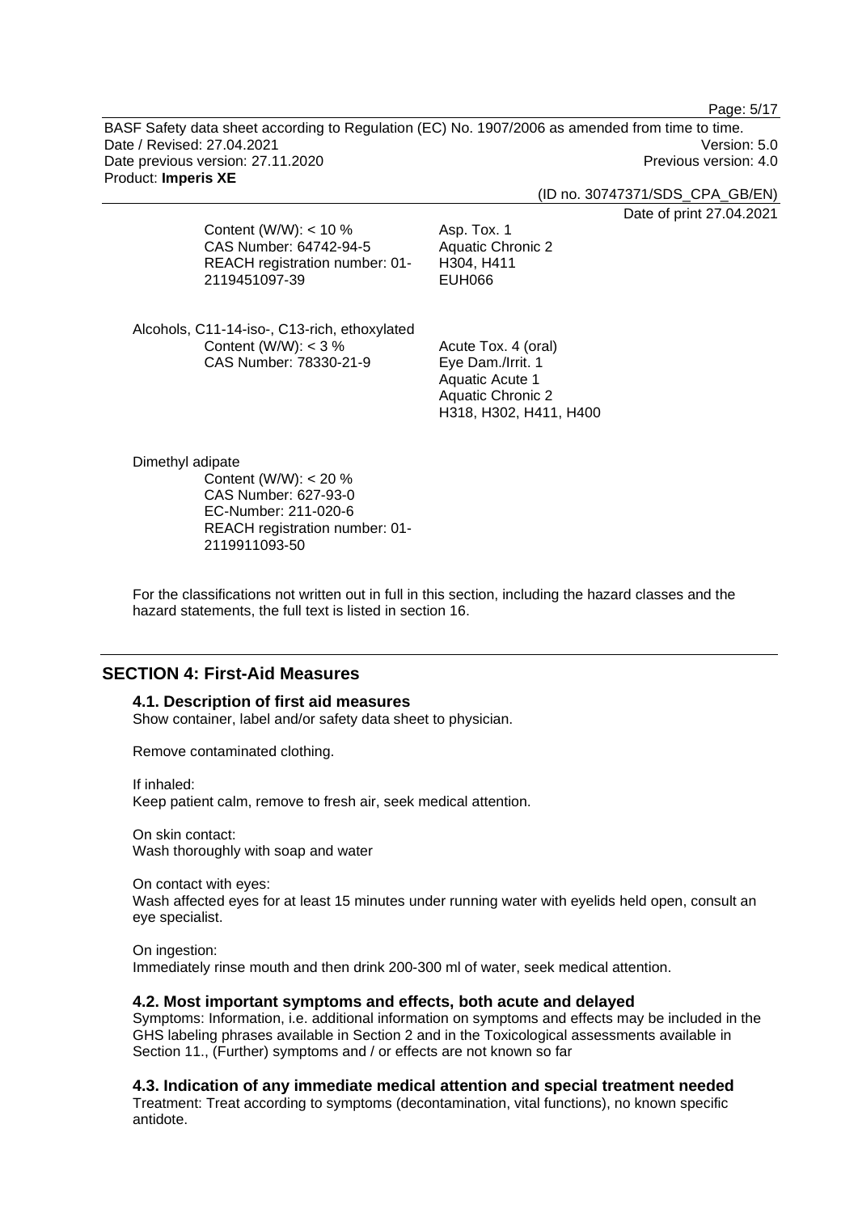Content (W/W): < 10 %
CAS Number: 64742-94-5
REACH registration number: 01-2119451097-39

Asp. Tox. 1
Aquatic Chronic 2
H304, H411
EUH066

Alcohols, C11-14-iso-, C13-rich, ethoxylated

Content (W/W): < 3 %
CAS Number: 78330-21-9

Acute Tox. 4 (oral)
Eye Dam./Irrit. 1
Aquatic Acute 1
Aquatic Chronic 2
H318, H302, H411, H400

Dimethyl adipate

Content (W/W): < 20 %
CAS Number: 627-93-0
EC-Number: 211-020-6
REACH registration number: 01-2119911093-50

For the classifications not written out in full in this section, including the hazard classes and the hazard statements, the full text is listed in section 16.

## SECTION 4: First-Aid Measures

### 4.1. Description of first aid measures

Show container, label and/or safety data sheet to physician.

Remove contaminated clothing.

If inhaled:
Keep patient calm, remove to fresh air, seek medical attention.

On skin contact:
Wash thoroughly with soap and water

On contact with eyes:
Wash affected eyes for at least 15 minutes under running water with eyelids held open, consult an eye specialist.

On ingestion:
Immediately rinse mouth and then drink 200-300 ml of water, seek medical attention.

### 4.2. Most important symptoms and effects, both acute and delayed

Symptoms: Information, i.e. additional information on symptoms and effects may be included in the GHS labeling phrases available in Section 2 and in the Toxicological assessments available in Section 11., (Further) symptoms and / or effects are not known so far

### 4.3. Indication of any immediate medical attention and special treatment needed

Treatment: Treat according to symptoms (decontamination, vital functions), no known specific antidote.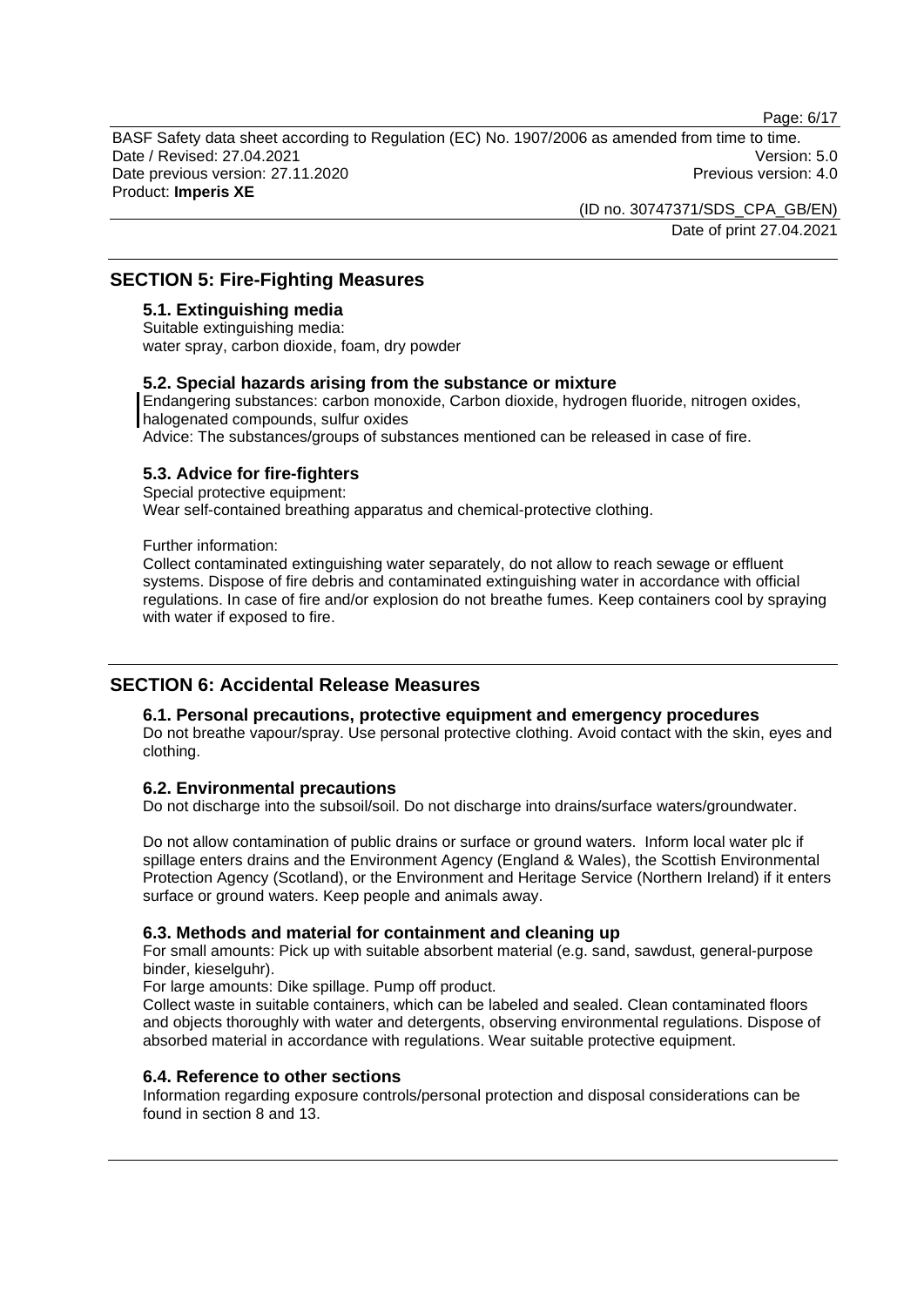## SECTION 5: Fire-Fighting Measures

### 5.1. Extinguishing media

Suitable extinguishing media:
water spray, carbon dioxide, foam, dry powder

### 5.2. Special hazards arising from the substance or mixture

Endangering substances: carbon monoxide, Carbon dioxide, hydrogen fluoride, nitrogen oxides, halogenated compounds, sulfur oxides
Advice: The substances/groups of substances mentioned can be released in case of fire.

### 5.3. Advice for fire-fighters

Special protective equipment:
Wear self-contained breathing apparatus and chemical-protective clothing.

Further information:
Collect contaminated extinguishing water separately, do not allow to reach sewage or effluent systems. Dispose of fire debris and contaminated extinguishing water in accordance with official regulations. In case of fire and/or explosion do not breathe fumes. Keep containers cool by spraying with water if exposed to fire.

## SECTION 6: Accidental Release Measures

### 6.1. Personal precautions, protective equipment and emergency procedures

Do not breathe vapour/spray. Use personal protective clothing. Avoid contact with the skin, eyes and clothing.

### 6.2. Environmental precautions

Do not discharge into the subsoil/soil. Do not discharge into drains/surface waters/groundwater.

Do not allow contamination of public drains or surface or ground waters. Inform local water plc if spillage enters drains and the Environment Agency (England & Wales), the Scottish Environmental Protection Agency (Scotland), or the Environment and Heritage Service (Northern Ireland) if it enters surface or ground waters. Keep people and animals away.

### 6.3. Methods and material for containment and cleaning up

For small amounts: Pick up with suitable absorbent material (e.g. sand, sawdust, general-purpose binder, kieselguhr).
For large amounts: Dike spillage. Pump off product.
Collect waste in suitable containers, which can be labeled and sealed. Clean contaminated floors and objects thoroughly with water and detergents, observing environmental regulations. Dispose of absorbed material in accordance with regulations. Wear suitable protective equipment.

### 6.4. Reference to other sections

Information regarding exposure controls/personal protection and disposal considerations can be found in section 8 and 13.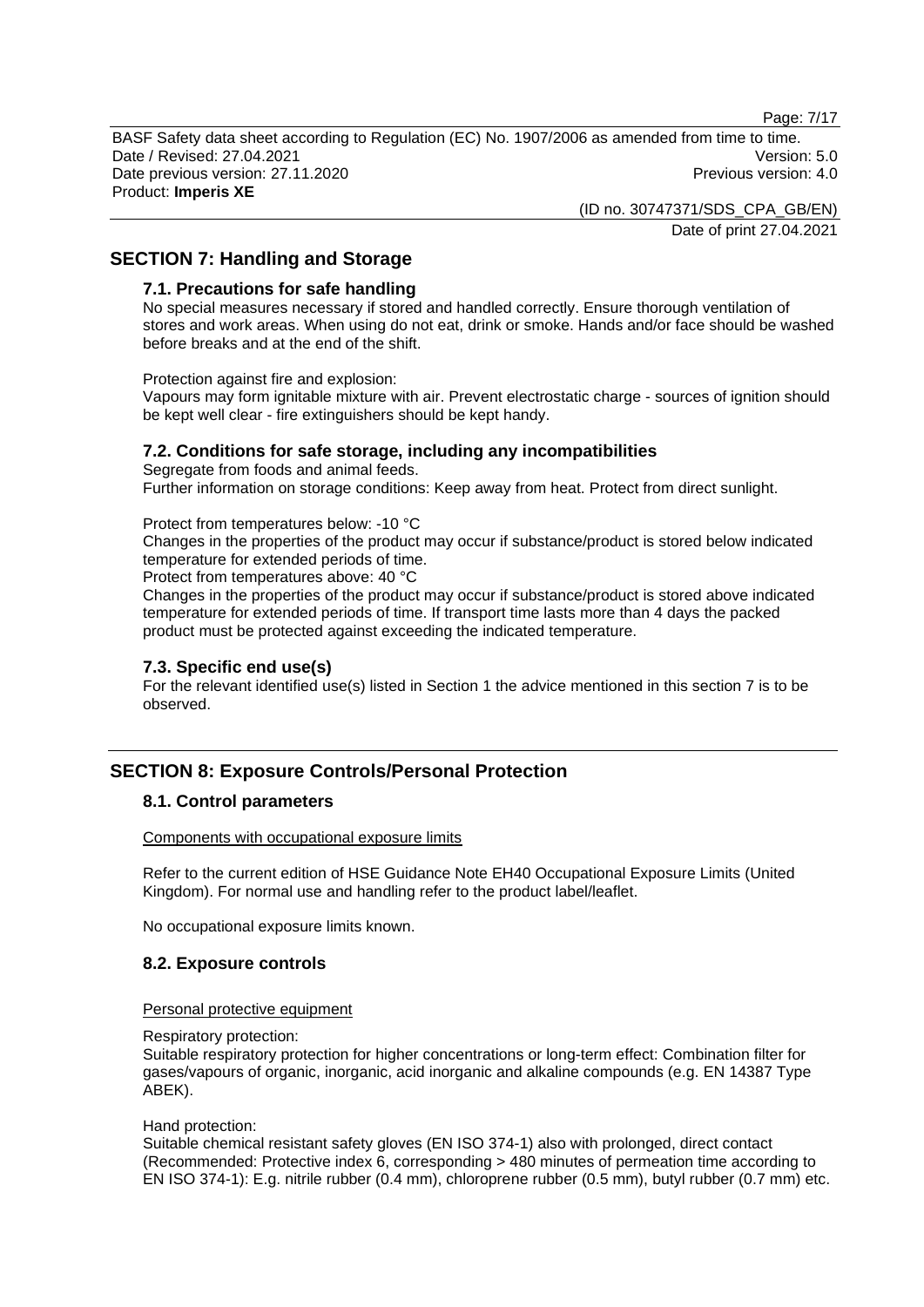## SECTION 7: Handling and Storage

### 7.1. Precautions for safe handling

No special measures necessary if stored and handled correctly. Ensure thorough ventilation of stores and work areas. When using do not eat, drink or smoke. Hands and/or face should be washed before breaks and at the end of the shift.

Protection against fire and explosion:
Vapours may form ignitable mixture with air. Prevent electrostatic charge - sources of ignition should be kept well clear - fire extinguishers should be kept handy.

### 7.2. Conditions for safe storage, including any incompatibilities

Segregate from foods and animal feeds.
Further information on storage conditions: Keep away from heat. Protect from direct sunlight.

Protect from temperatures below: -10 °C
Changes in the properties of the product may occur if substance/product is stored below indicated temperature for extended periods of time.
Protect from temperatures above: 40 °C
Changes in the properties of the product may occur if substance/product is stored above indicated temperature for extended periods of time. If transport time lasts more than 4 days the packed product must be protected against exceeding the indicated temperature.

### 7.3. Specific end use(s)

For the relevant identified use(s) listed in Section 1 the advice mentioned in this section 7 is to be observed.

## SECTION 8: Exposure Controls/Personal Protection

### 8.1. Control parameters

Components with occupational exposure limits

Refer to the current edition of HSE Guidance Note EH40 Occupational Exposure Limits (United Kingdom). For normal use and handling refer to the product label/leaflet.

No occupational exposure limits known.

### 8.2. Exposure controls

Personal protective equipment

Respiratory protection:
Suitable respiratory protection for higher concentrations or long-term effect: Combination filter for gases/vapours of organic, inorganic, acid inorganic and alkaline compounds (e.g. EN 14387 Type ABEK).

Hand protection:
Suitable chemical resistant safety gloves (EN ISO 374-1) also with prolonged, direct contact (Recommended: Protective index 6, corresponding > 480 minutes of permeation time according to EN ISO 374-1): E.g. nitrile rubber (0.4 mm), chloroprene rubber (0.5 mm), butyl rubber (0.7 mm) etc.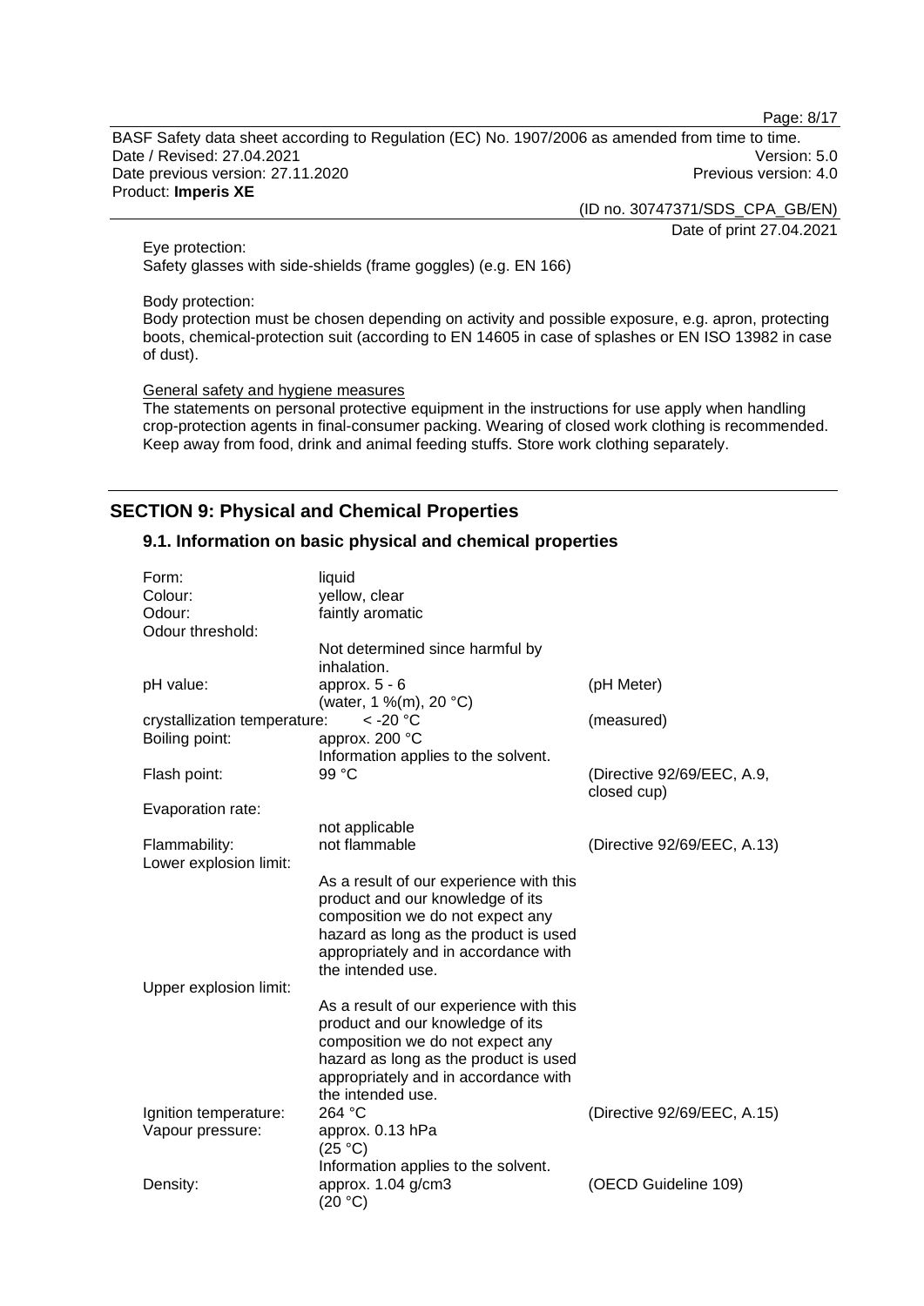Eye protection:
Safety glasses with side-shields (frame goggles) (e.g. EN 166)

Body protection:
Body protection must be chosen depending on activity and possible exposure, e.g. apron, protecting boots, chemical-protection suit (according to EN 14605 in case of splashes or EN ISO 13982 in case of dust).

General safety and hygiene measures
The statements on personal protective equipment in the instructions for use apply when handling crop-protection agents in final-consumer packing. Wearing of closed work clothing is recommended. Keep away from food, drink and animal feeding stuffs. Store work clothing separately.

## SECTION 9: Physical and Chemical Properties

### 9.1. Information on basic physical and chemical properties

| | | |
|---|---|---|
| Form: | liquid | |
| Colour: | yellow, clear | |
| Odour: | faintly aromatic | |
| Odour threshold: | Not determined since harmful by inhalation. | |
| pH value: | approx. 5 - 6 (water, 1 %(m), 20 °C) | (pH Meter) |
| crystallization temperature: | < -20 °C | (measured) |
| Boiling point: | approx. 200 °C Information applies to the solvent. | |
| Flash point: | 99 °C | (Directive 92/69/EEC, A.9, closed cup) |
| Evaporation rate: | not applicable | |
| Flammability: | not flammable | (Directive 92/69/EEC, A.13) |
| Lower explosion limit: | As a result of our experience with this product and our knowledge of its composition we do not expect any hazard as long as the product is used appropriately and in accordance with the intended use. | |
| Upper explosion limit: | As a result of our experience with this product and our knowledge of its composition we do not expect any hazard as long as the product is used appropriately and in accordance with the intended use. | |
| Ignition temperature: | 264 °C | (Directive 92/69/EEC, A.15) |
| Vapour pressure: | approx. 0.13 hPa (25 °C) Information applies to the solvent. | |
| Density: | approx. 1.04 g/cm3 (20 °C) | (OECD Guideline 109) |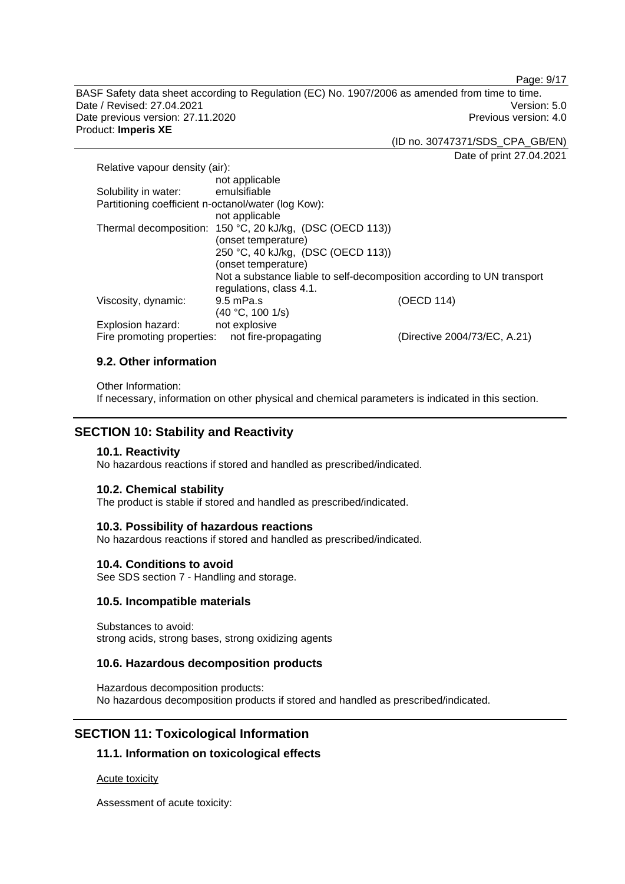Relative vapour density (air):
not applicable

Solubility in water: emulsifiable

Partitioning coefficient n-octanol/water (log Kow):
not applicable

Thermal decomposition: 150 °C, 20 kJ/kg, (DSC (OECD 113))
(onset temperature)
250 °C, 40 kJ/kg, (DSC (OECD 113))
(onset temperature)
Not a substance liable to self-decomposition according to UN transport regulations, class 4.1.

Viscosity, dynamic: 9.5 mPa.s (OECD 114)
(40 °C, 100 1/s)

Explosion hazard: not explosive

Fire promoting properties: not fire-propagating (Directive 2004/73/EC, A.21)

### 9.2. Other information

Other Information:
If necessary, information on other physical and chemical parameters is indicated in this section.

## SECTION 10: Stability and Reactivity

### 10.1. Reactivity

No hazardous reactions if stored and handled as prescribed/indicated.

### 10.2. Chemical stability

The product is stable if stored and handled as prescribed/indicated.

### 10.3. Possibility of hazardous reactions

No hazardous reactions if stored and handled as prescribed/indicated.

### 10.4. Conditions to avoid

See SDS section 7 - Handling and storage.

### 10.5. Incompatible materials

Substances to avoid:
strong acids, strong bases, strong oxidizing agents

### 10.6. Hazardous decomposition products

Hazardous decomposition products:
No hazardous decomposition products if stored and handled as prescribed/indicated.

## SECTION 11: Toxicological Information

### 11.1. Information on toxicological effects

Acute toxicity

Assessment of acute toxicity: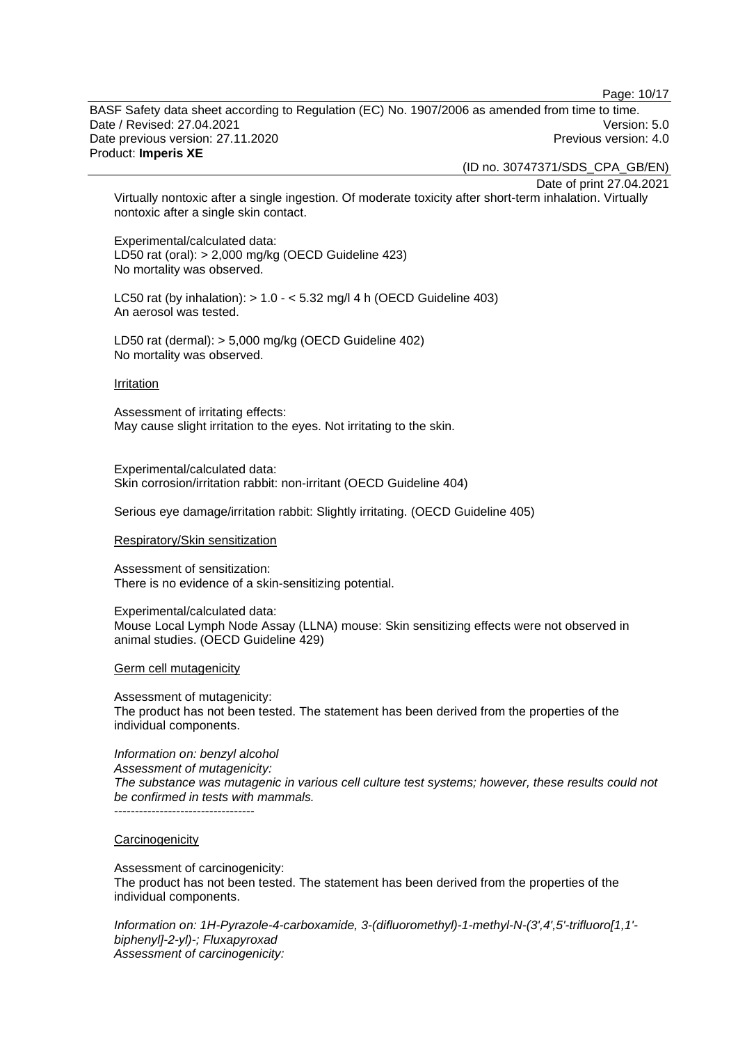Virtually nontoxic after a single ingestion. Of moderate toxicity after short-term inhalation. Virtually nontoxic after a single skin contact.

Experimental/calculated data:
LD50 rat (oral): > 2,000 mg/kg (OECD Guideline 423)
No mortality was observed.

LC50 rat (by inhalation): > 1.0 - < 5.32 mg/l 4 h (OECD Guideline 403)
An aerosol was tested.

LD50 rat (dermal): > 5,000 mg/kg (OECD Guideline 402)
No mortality was observed.

Irritation

Assessment of irritating effects:
May cause slight irritation to the eyes. Not irritating to the skin.

Experimental/calculated data:
Skin corrosion/irritation rabbit: non-irritant (OECD Guideline 404)

Serious eye damage/irritation rabbit: Slightly irritating. (OECD Guideline 405)

Respiratory/Skin sensitization

Assessment of sensitization:
There is no evidence of a skin-sensitizing potential.

Experimental/calculated data:
Mouse Local Lymph Node Assay (LLNA) mouse: Skin sensitizing effects were not observed in animal studies. (OECD Guideline 429)

Germ cell mutagenicity

Assessment of mutagenicity:
The product has not been tested. The statement has been derived from the properties of the individual components.

*Information on: benzyl alcohol*
*Assessment of mutagenicity:*
*The substance was mutagenic in various cell culture test systems; however, these results could not be confirmed in tests with mammals.*
----------------------------------

Carcinogenicity

Assessment of carcinogenicity:
The product has not been tested. The statement has been derived from the properties of the individual components.

*Information on: 1H-Pyrazole-4-carboxamide, 3-(difluoromethyl)-1-methyl-N-(3',4',5'-trifluoro[1,1'-biphenyl]-2-yl)-; Fluxapyroxad*
*Assessment of carcinogenicity:*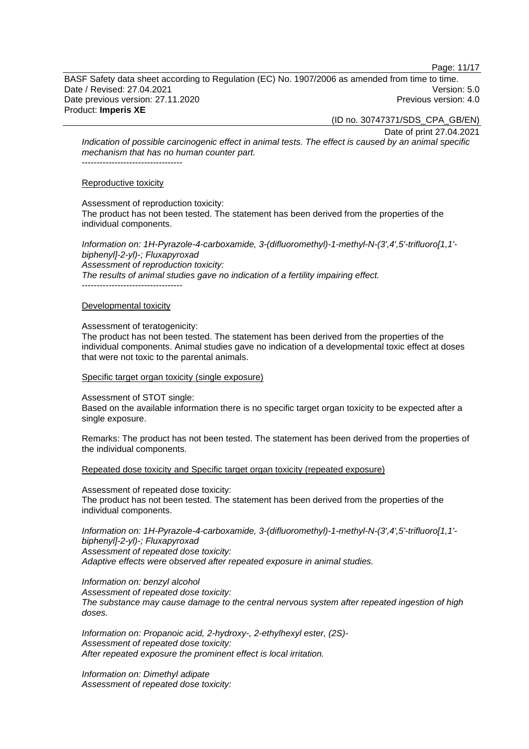*Indication of possible carcinogenic effect in animal tests. The effect is caused by an animal specific mechanism that has no human counter part.*

----------------------------------

Reproductive toxicity

Assessment of reproduction toxicity:
The product has not been tested. The statement has been derived from the properties of the individual components.

*Information on: 1H-Pyrazole-4-carboxamide, 3-(difluoromethyl)-1-methyl-N-(3',4',5'-trifluoro[1,1'-biphenyl]-2-yl)-; Fluxapyroxad*
*Assessment of reproduction toxicity:*
*The results of animal studies gave no indication of a fertility impairing effect.*

----------------------------------

Developmental toxicity

Assessment of teratogenicity:
The product has not been tested. The statement has been derived from the properties of the individual components. Animal studies gave no indication of a developmental toxic effect at doses that were not toxic to the parental animals.

Specific target organ toxicity (single exposure)

Assessment of STOT single:
Based on the available information there is no specific target organ toxicity to be expected after a single exposure.

Remarks: The product has not been tested. The statement has been derived from the properties of the individual components.

Repeated dose toxicity and Specific target organ toxicity (repeated exposure)

Assessment of repeated dose toxicity:
The product has not been tested. The statement has been derived from the properties of the individual components.

*Information on: 1H-Pyrazole-4-carboxamide, 3-(difluoromethyl)-1-methyl-N-(3',4',5'-trifluoro[1,1'-biphenyl]-2-yl)-; Fluxapyroxad*
*Assessment of repeated dose toxicity:*
*Adaptive effects were observed after repeated exposure in animal studies.*

*Information on: benzyl alcohol*
*Assessment of repeated dose toxicity:*
*The substance may cause damage to the central nervous system after repeated ingestion of high doses.*

*Information on: Propanoic acid, 2-hydroxy-, 2-ethylhexyl ester, (2S)-*
*Assessment of repeated dose toxicity:*
*After repeated exposure the prominent effect is local irritation.*

*Information on: Dimethyl adipate*
*Assessment of repeated dose toxicity:*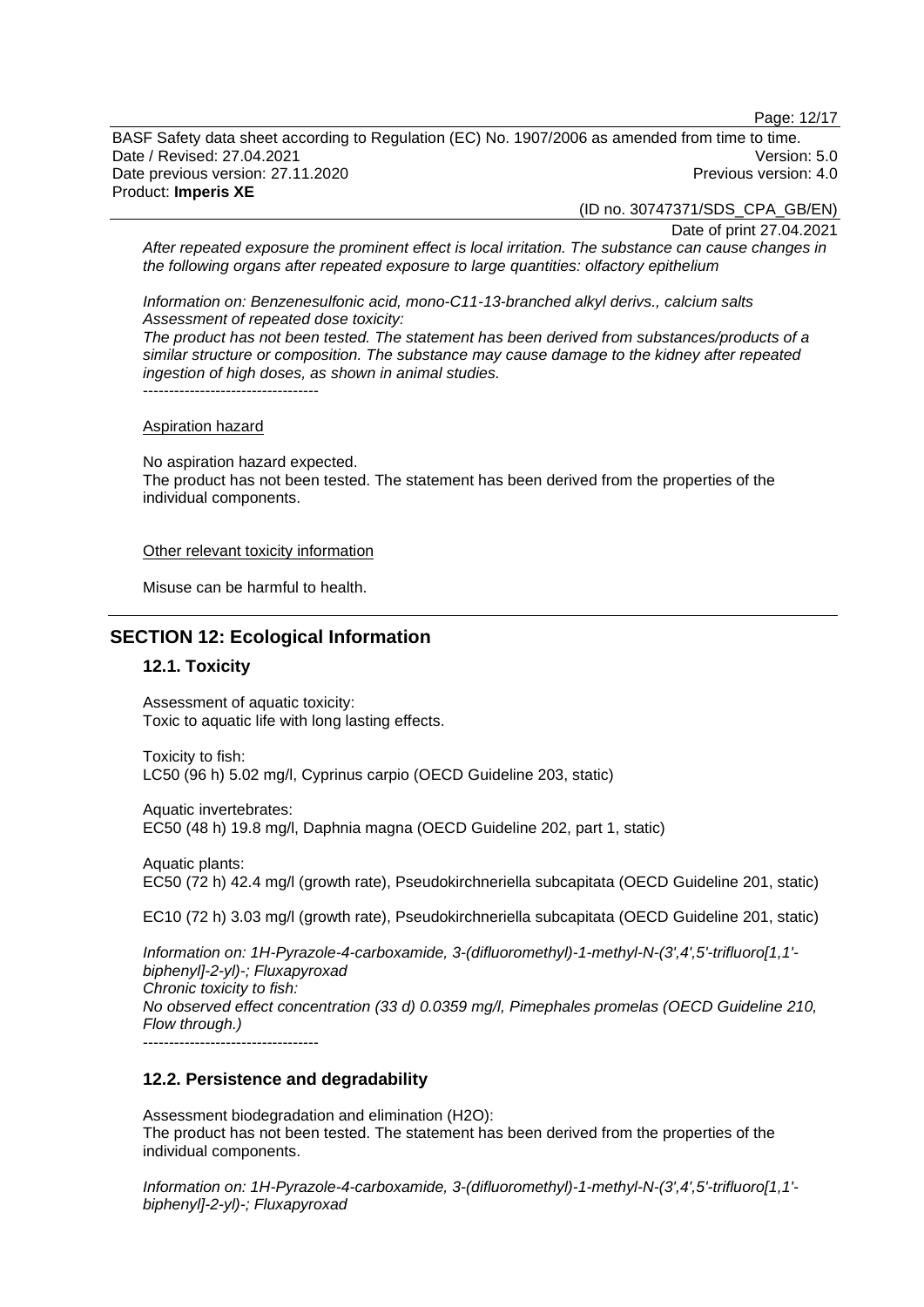*After repeated exposure the prominent effect is local irritation. The substance can cause changes in the following organs after repeated exposure to large quantities: olfactory epithelium*

*Information on: Benzenesulfonic acid, mono-C11-13-branched alkyl derivs., calcium salts*
*Assessment of repeated dose toxicity:*
*The product has not been tested. The statement has been derived from substances/products of a similar structure or composition. The substance may cause damage to the kidney after repeated ingestion of high doses, as shown in animal studies.*
----------------------------------

Aspiration hazard

No aspiration hazard expected.
The product has not been tested. The statement has been derived from the properties of the individual components.

Other relevant toxicity information

Misuse can be harmful to health.

## SECTION 12: Ecological Information

### 12.1. Toxicity

Assessment of aquatic toxicity:
Toxic to aquatic life with long lasting effects.

Toxicity to fish:
LC50 (96 h) 5.02 mg/l, Cyprinus carpio (OECD Guideline 203, static)

Aquatic invertebrates:
EC50 (48 h) 19.8 mg/l, Daphnia magna (OECD Guideline 202, part 1, static)

Aquatic plants:
EC50 (72 h) 42.4 mg/l (growth rate), Pseudokirchneriella subcapitata (OECD Guideline 201, static)

EC10 (72 h) 3.03 mg/l (growth rate), Pseudokirchneriella subcapitata (OECD Guideline 201, static)

*Information on: 1H-Pyrazole-4-carboxamide, 3-(difluoromethyl)-1-methyl-N-(3',4',5'-trifluoro[1,1'-biphenyl]-2-yl)-; Fluxapyroxad*
*Chronic toxicity to fish:*
*No observed effect concentration (33 d) 0.0359 mg/l, Pimephales promelas (OECD Guideline 210, Flow through.)*
----------------------------------

### 12.2. Persistence and degradability

Assessment biodegradation and elimination (H2O):
The product has not been tested. The statement has been derived from the properties of the individual components.

*Information on: 1H-Pyrazole-4-carboxamide, 3-(difluoromethyl)-1-methyl-N-(3',4',5'-trifluoro[1,1'-biphenyl]-2-yl)-; Fluxapyroxad*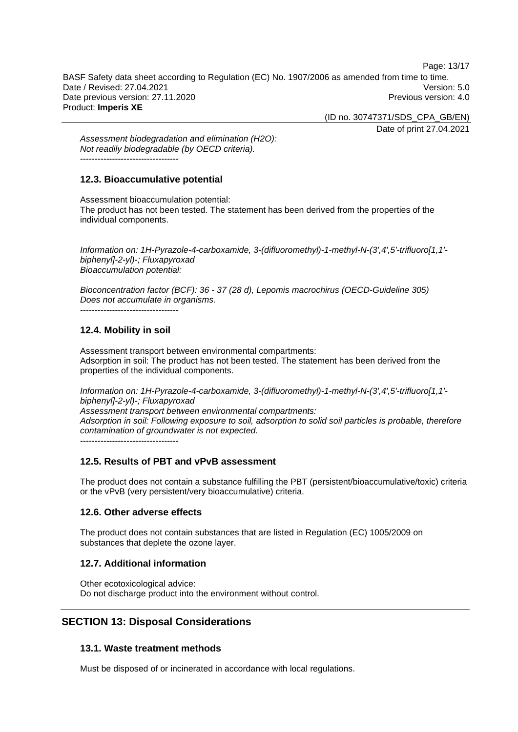*Assessment biodegradation and elimination (H2O):*
*Not readily biodegradable (by OECD criteria).*

----------------------------------

### 12.3. Bioaccumulative potential

Assessment bioaccumulation potential:
The product has not been tested. The statement has been derived from the properties of the individual components.

*Information on: 1H-Pyrazole-4-carboxamide, 3-(difluoromethyl)-1-methyl-N-(3',4',5'-trifluoro[1,1'-biphenyl]-2-yl)-; Fluxapyroxad*
*Bioaccumulation potential:*

*Bioconcentration factor (BCF): 36 - 37 (28 d), Lepomis macrochirus (OECD-Guideline 305)*
*Does not accumulate in organisms.*

----------------------------------

### 12.4. Mobility in soil

Assessment transport between environmental compartments:
Adsorption in soil: The product has not been tested. The statement has been derived from the properties of the individual components.

*Information on: 1H-Pyrazole-4-carboxamide, 3-(difluoromethyl)-1-methyl-N-(3',4',5'-trifluoro[1,1'-biphenyl]-2-yl)-; Fluxapyroxad*
*Assessment transport between environmental compartments:*
*Adsorption in soil: Following exposure to soil, adsorption to solid soil particles is probable, therefore contamination of groundwater is not expected.*

----------------------------------

### 12.5. Results of PBT and vPvB assessment

The product does not contain a substance fulfilling the PBT (persistent/bioaccumulative/toxic) criteria or the vPvB (very persistent/very bioaccumulative) criteria.

### 12.6. Other adverse effects

The product does not contain substances that are listed in Regulation (EC) 1005/2009 on substances that deplete the ozone layer.

### 12.7. Additional information

Other ecotoxicological advice:
Do not discharge product into the environment without control.

## SECTION 13: Disposal Considerations

### 13.1. Waste treatment methods

Must be disposed of or incinerated in accordance with local regulations.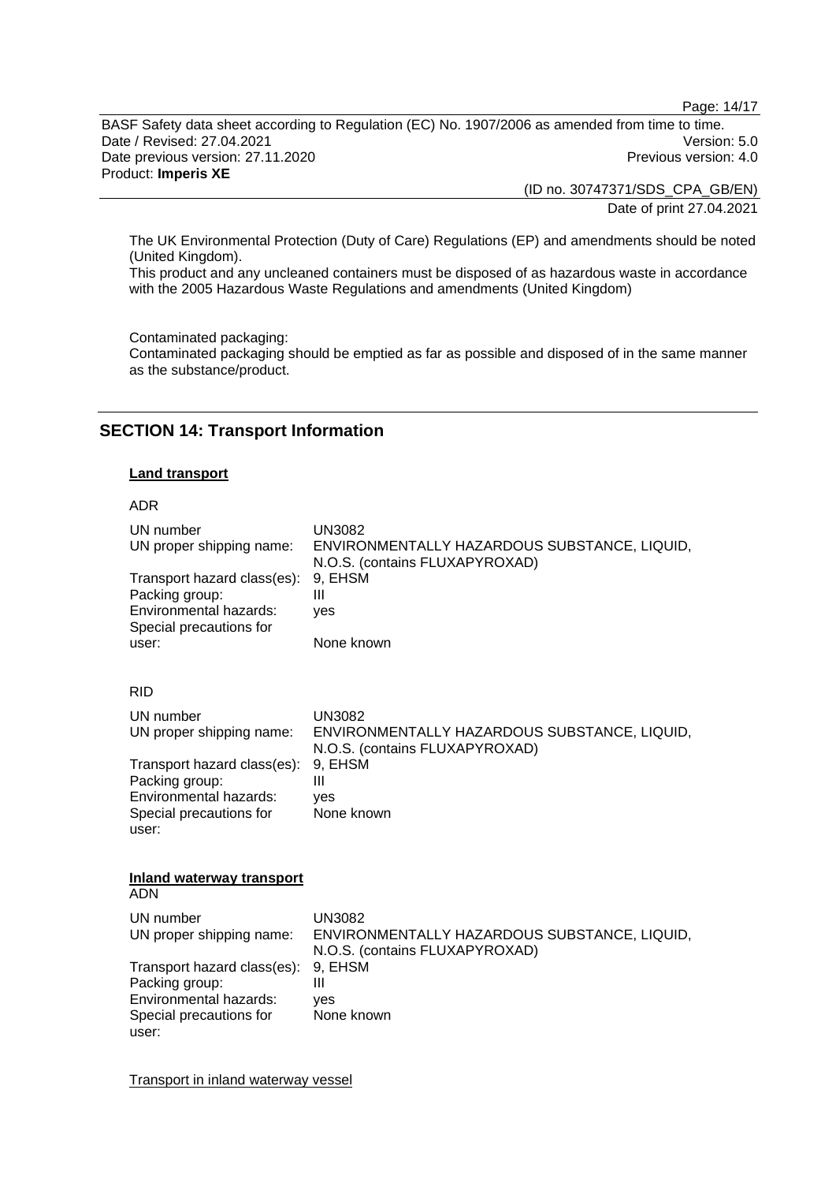The UK Environmental Protection (Duty of Care) Regulations (EP) and amendments should be noted (United Kingdom).
This product and any uncleaned containers must be disposed of as hazardous waste in accordance with the 2005 Hazardous Waste Regulations and amendments (United Kingdom)

Contaminated packaging:
Contaminated packaging should be emptied as far as possible and disposed of in the same manner as the substance/product.

## SECTION 14: Transport Information

**Land transport**

ADR

| | |
|---|---|
| UN number | UN3082 |
| UN proper shipping name: | ENVIRONMENTALLY HAZARDOUS SUBSTANCE, LIQUID, N.O.S. (contains FLUXAPYROXAD) |
| Transport hazard class(es): | 9, EHSM |
| Packing group: | III |
| Environmental hazards: | yes |
| Special precautions for user: | None known |

RID

| | |
|---|---|
| UN number | UN3082 |
| UN proper shipping name: | ENVIRONMENTALLY HAZARDOUS SUBSTANCE, LIQUID, N.O.S. (contains FLUXAPYROXAD) |
| Transport hazard class(es): | 9, EHSM |
| Packing group: | III |
| Environmental hazards: | yes |
| Special precautions for user: | None known |

**Inland waterway transport**

ADN

| | |
|---|---|
| UN number | UN3082 |
| UN proper shipping name: | ENVIRONMENTALLY HAZARDOUS SUBSTANCE, LIQUID, N.O.S. (contains FLUXAPYROXAD) |
| Transport hazard class(es): | 9, EHSM |
| Packing group: | III |
| Environmental hazards: | yes |
| Special precautions for user: | None known |

Transport in inland waterway vessel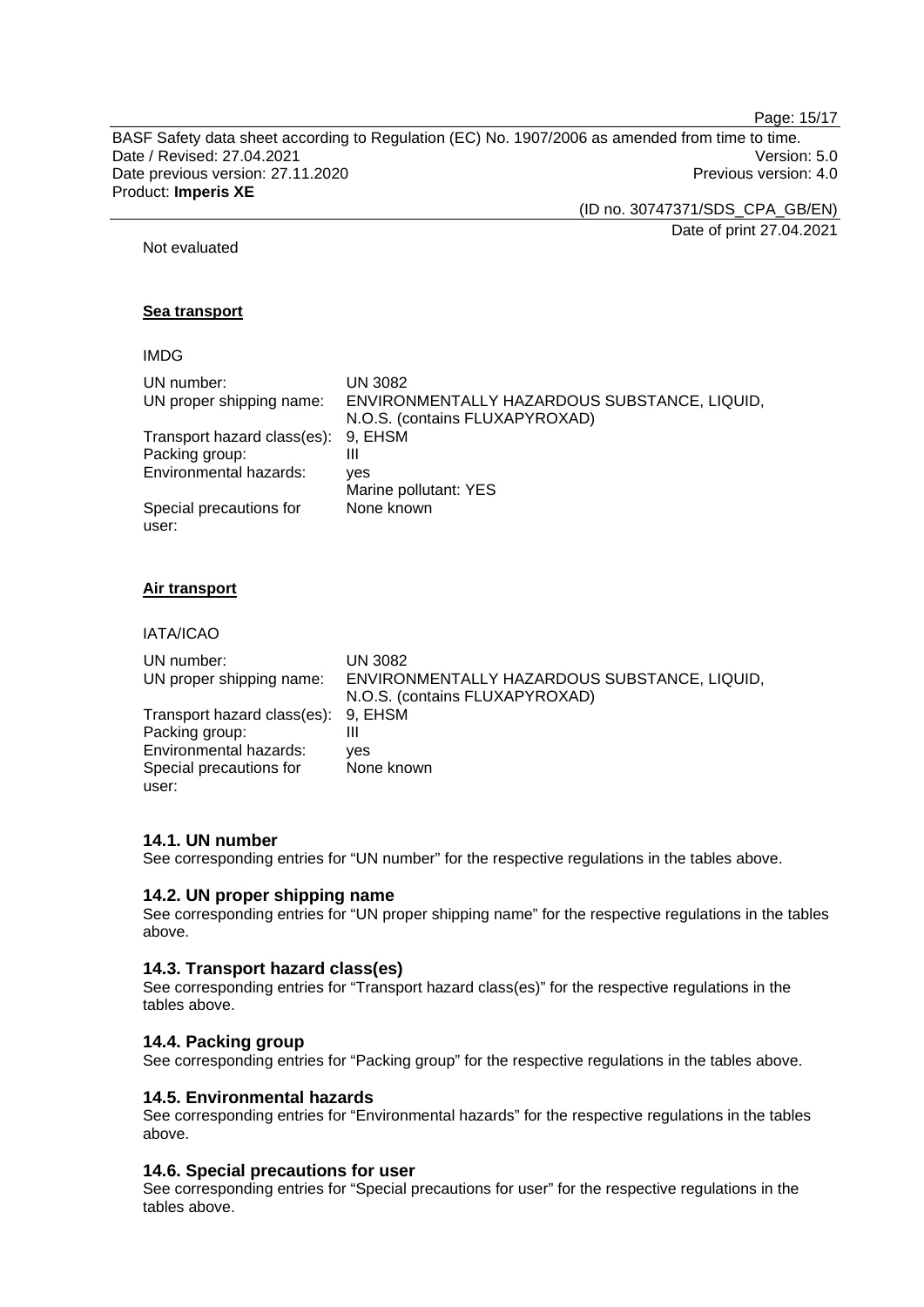Not evaluated

**Sea transport**

IMDG

| | |
|---|---|
| UN number: | UN 3082 |
| UN proper shipping name: | ENVIRONMENTALLY HAZARDOUS SUBSTANCE, LIQUID, N.O.S. (contains FLUXAPYROXAD) |
| Transport hazard class(es): | 9, EHSM |
| Packing group: | III |
| Environmental hazards: | yes<br>Marine pollutant: YES |
| Special precautions for user: | None known |

**Air transport**

IATA/ICAO

| | |
|---|---|
| UN number: | UN 3082 |
| UN proper shipping name: | ENVIRONMENTALLY HAZARDOUS SUBSTANCE, LIQUID, N.O.S. (contains FLUXAPYROXAD) |
| Transport hazard class(es): | 9, EHSM |
| Packing group: | III |
| Environmental hazards: | yes |
| Special precautions for user: | None known |

### 14.1. UN number

See corresponding entries for "UN number" for the respective regulations in the tables above.

### 14.2. UN proper shipping name

See corresponding entries for "UN proper shipping name" for the respective regulations in the tables above.

### 14.3. Transport hazard class(es)

See corresponding entries for "Transport hazard class(es)" for the respective regulations in the tables above.

### 14.4. Packing group

See corresponding entries for "Packing group" for the respective regulations in the tables above.

### 14.5. Environmental hazards

See corresponding entries for "Environmental hazards" for the respective regulations in the tables above.

### 14.6. Special precautions for user

See corresponding entries for "Special precautions for user" for the respective regulations in the tables above.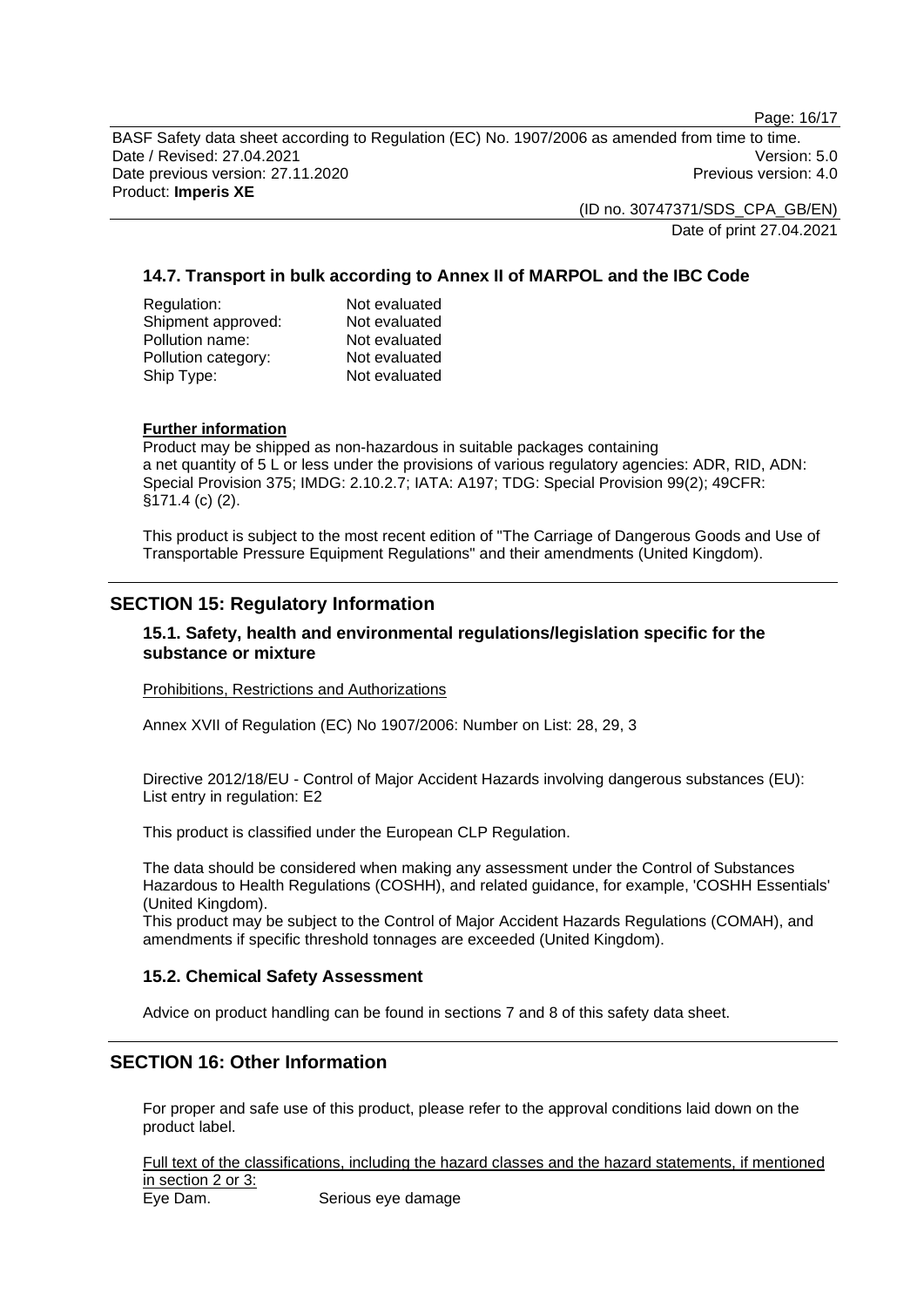### 14.7. Transport in bulk according to Annex II of MARPOL and the IBC Code

| | |
|---|---|
| Regulation: | Not evaluated |
| Shipment approved: | Not evaluated |
| Pollution name: | Not evaluated |
| Pollution category: | Not evaluated |
| Ship Type: | Not evaluated |

**Further information**

Product may be shipped as non-hazardous in suitable packages containing a net quantity of 5 L or less under the provisions of various regulatory agencies: ADR, RID, ADN: Special Provision 375; IMDG: 2.10.2.7; IATA: A197; TDG: Special Provision 99(2); 49CFR: §171.4 (c) (2).

This product is subject to the most recent edition of "The Carriage of Dangerous Goods and Use of Transportable Pressure Equipment Regulations" and their amendments (United Kingdom).

## SECTION 15: Regulatory Information

### 15.1. Safety, health and environmental regulations/legislation specific for the substance or mixture

Prohibitions, Restrictions and Authorizations

Annex XVII of Regulation (EC) No 1907/2006: Number on List: 28, 29, 3

Directive 2012/18/EU - Control of Major Accident Hazards involving dangerous substances (EU): List entry in regulation: E2

This product is classified under the European CLP Regulation.

The data should be considered when making any assessment under the Control of Substances Hazardous to Health Regulations (COSHH), and related guidance, for example, 'COSHH Essentials' (United Kingdom).
This product may be subject to the Control of Major Accident Hazards Regulations (COMAH), and amendments if specific threshold tonnages are exceeded (United Kingdom).

### 15.2. Chemical Safety Assessment

Advice on product handling can be found in sections 7 and 8 of this safety data sheet.

## SECTION 16: Other Information

For proper and safe use of this product, please refer to the approval conditions laid down on the product label.

Full text of the classifications, including the hazard classes and the hazard statements, if mentioned in section 2 or 3:

| | |
|---|---|
| Eye Dam. | Serious eye damage |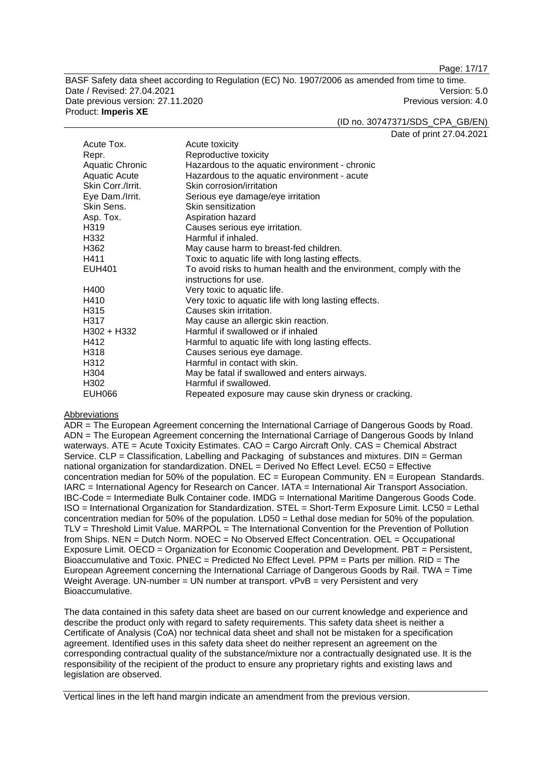| | |
|---|---|
| Acute Tox. | Acute toxicity |
| Repr. | Reproductive toxicity |
| Aquatic Chronic | Hazardous to the aquatic environment - chronic |
| Aquatic Acute | Hazardous to the aquatic environment - acute |
| Skin Corr./Irrit. | Skin corrosion/irritation |
| Eye Dam./Irrit. | Serious eye damage/eye irritation |
| Skin Sens. | Skin sensitization |
| Asp. Tox. | Aspiration hazard |
| H319 | Causes serious eye irritation. |
| H332 | Harmful if inhaled. |
| H362 | May cause harm to breast-fed children. |
| H411 | Toxic to aquatic life with long lasting effects. |
| EUH401 | To avoid risks to human health and the environment, comply with the instructions for use. |
| H400 | Very toxic to aquatic life. |
| H410 | Very toxic to aquatic life with long lasting effects. |
| H315 | Causes skin irritation. |
| H317 | May cause an allergic skin reaction. |
| H302 + H332 | Harmful if swallowed or if inhaled |
| H412 | Harmful to aquatic life with long lasting effects. |
| H318 | Causes serious eye damage. |
| H312 | Harmful in contact with skin. |
| H304 | May be fatal if swallowed and enters airways. |
| H302 | Harmful if swallowed. |
| EUH066 | Repeated exposure may cause skin dryness or cracking. |

Abbreviations

ADR = The European Agreement concerning the International Carriage of Dangerous Goods by Road. ADN = The European Agreement concerning the International Carriage of Dangerous Goods by Inland waterways. ATE = Acute Toxicity Estimates. CAO = Cargo Aircraft Only. CAS = Chemical Abstract Service. CLP = Classification, Labelling and Packaging of substances and mixtures. DIN = German national organization for standardization. DNEL = Derived No Effect Level. EC50 = Effective concentration median for 50% of the population. EC = European Community. EN = European Standards. IARC = International Agency for Research on Cancer. IATA = International Air Transport Association. IBC-Code = Intermediate Bulk Container code. IMDG = International Maritime Dangerous Goods Code. ISO = International Organization for Standardization. STEL = Short-Term Exposure Limit. LC50 = Lethal concentration median for 50% of the population. LD50 = Lethal dose median for 50% of the population. TLV = Threshold Limit Value. MARPOL = The International Convention for the Prevention of Pollution from Ships. NEN = Dutch Norm. NOEC = No Observed Effect Concentration. OEL = Occupational Exposure Limit. OECD = Organization for Economic Cooperation and Development. PBT = Persistent, Bioaccumulative and Toxic. PNEC = Predicted No Effect Level. PPM = Parts per million. RID = The European Agreement concerning the International Carriage of Dangerous Goods by Rail. TWA = Time Weight Average. UN-number = UN number at transport. vPvB = very Persistent and very Bioaccumulative.

The data contained in this safety data sheet are based on our current knowledge and experience and describe the product only with regard to safety requirements. This safety data sheet is neither a Certificate of Analysis (CoA) nor technical data sheet and shall not be mistaken for a specification agreement. Identified uses in this safety data sheet do neither represent an agreement on the corresponding contractual quality of the substance/mixture nor a contractually designated use. It is the responsibility of the recipient of the product to ensure any proprietary rights and existing laws and legislation are observed.

Vertical lines in the left hand margin indicate an amendment from the previous version.